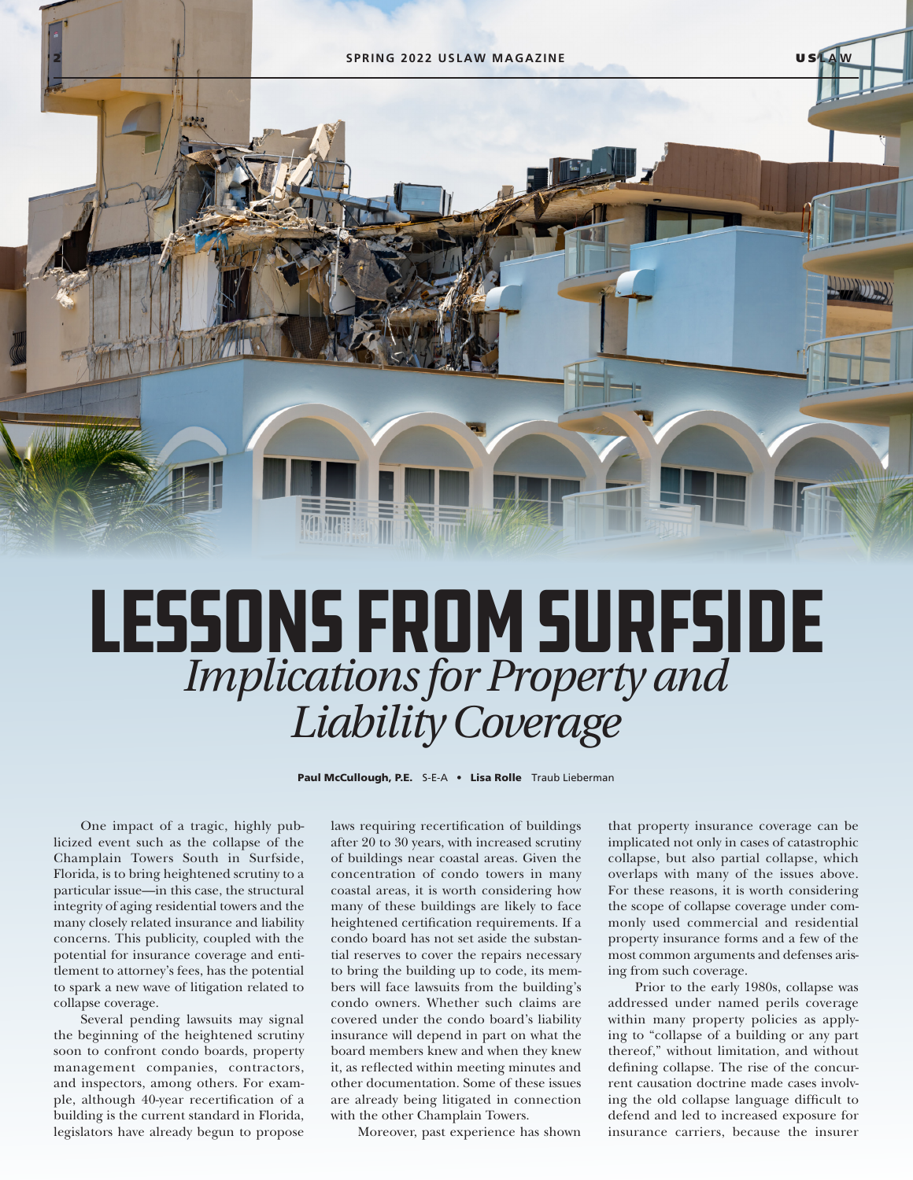# LESSONS FROM SURFSIDE

## *Implications for Property and Liability Coverage*

**Paul McCullough, P.E.** S-E-A • **Lisa Rolle** Traub Lieberman

One impact of a tragic, highly publicized event such as the collapse of the Champlain Towers South in Surfside, Florida, is to bring heightened scrutiny to a particular issue—in this case, the structural integrity of aging residential towers and the many closely related insurance and liability concerns. This publicity, coupled with the potential for insurance coverage and entitlement to attorney's fees, has the potential to spark a new wave of litigation related to collapse coverage.

Several pending lawsuits may signal the beginning of the heightened scrutiny soon to confront condo boards, property management companies, contractors, and inspectors, among others. For example, although 40-year recertification of a building is the current standard in Florida, legislators have already begun to propose laws requiring recertification of buildings after 20 to 30 years, with increased scrutiny of buildings near coastal areas. Given the concentration of condo towers in many coastal areas, it is worth considering how many of these buildings are likely to face heightened certification requirements. If a condo board has not set aside the substantial reserves to cover the repairs necessary to bring the building up to code, its members will face lawsuits from the building's condo owners. Whether such claims are covered under the condo board's liability insurance will depend in part on what the board members knew and when they knew it, as reflected within meeting minutes and other documentation. Some of these issues are already being litigated in connection with the other Champlain Towers.

Moreover, past experience has shown that property insurance coverage can be implicated not only in cases of catastrophic collapse, but also partial collapse, which overlaps with many of the issues above. For these reasons, it is worth considering the scope of collapse coverage under commonly used commercial and residential property insurance forms and a few of the most common arguments and defenses arising from such coverage.

Prior to the early 1980s, collapse was addressed under named perils coverage within many property policies as applying to "collapse of a building or any part thereof," without limitation, and without defining collapse. The rise of the concurrent causation doctrine made cases involving the old collapse language difficult to defend and led to increased exposure for insurance carriers, because the insurer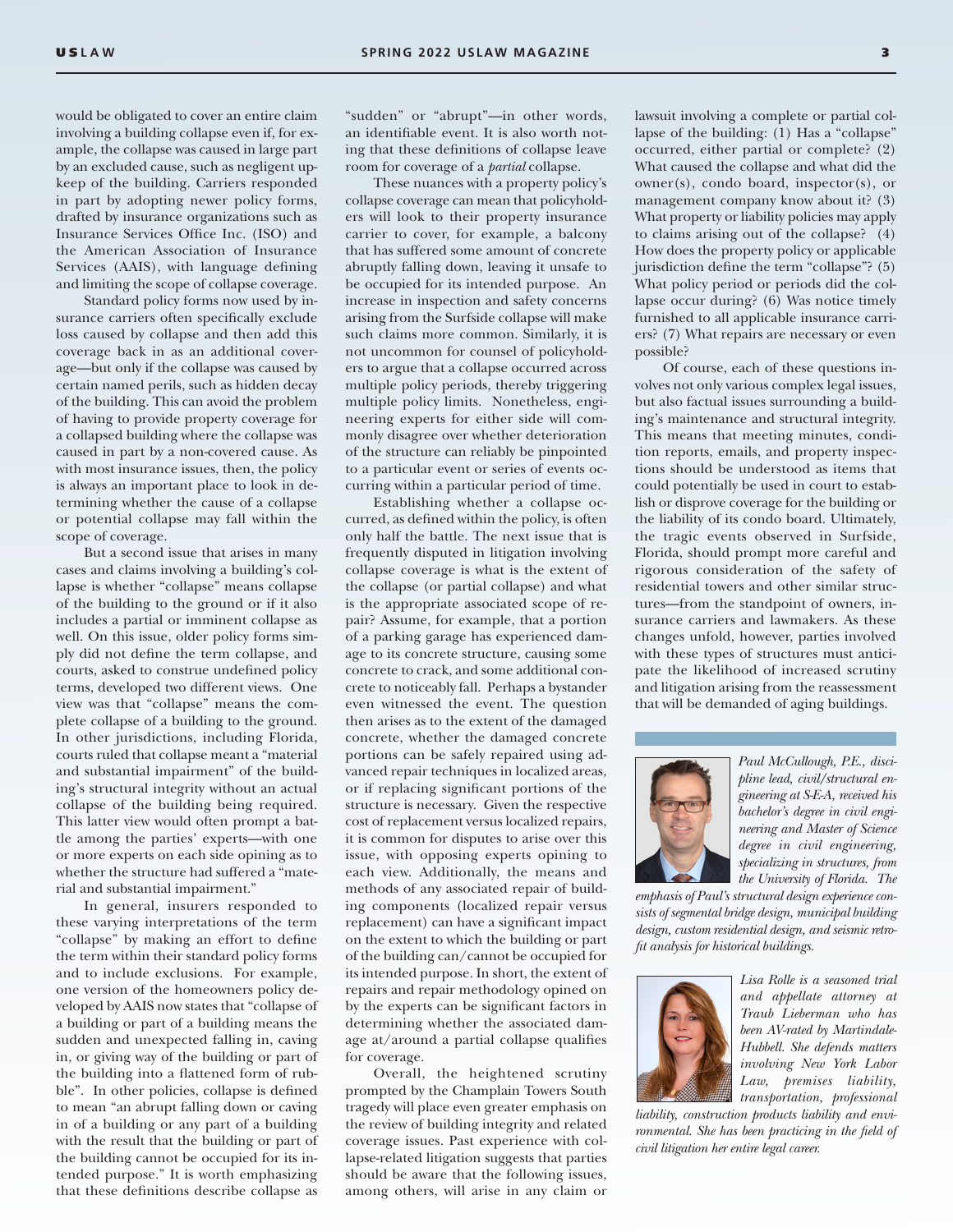would be obligated to cover an entire claim involving a building collapse even if, for example, the collapse was caused in large part by an excluded cause, such as negligent upkeep of the building. Carriers responded in part by adopting newer policy forms, drafted by insurance organizations such as Insurance Services Office Inc. (ISO) and the American Association of Insurance Services (AAIS), with language defining and limiting the scope of collapse coverage.

Standard policy forms now used by insurance carriers often specifically exclude loss caused by collapse and then add this coverage back in as an additional coverage—but only if the collapse was caused by certain named perils, such as hidden decay of the building. This can avoid the problem of having to provide property coverage for a collapsed building where the collapse was caused in part by a non-covered cause. As with most insurance issues, then, the policy is always an important place to look in determining whether the cause of a collapse or potential collapse may fall within the scope of coverage.

But a second issue that arises in many cases and claims involving a building's collapse is whether "collapse" means collapse of the building to the ground or if it also includes a partial or imminent collapse as well. On this issue, older policy forms simply did not define the term collapse, and courts, asked to construe undefined policy terms, developed two different views. One view was that "collapse" means the complete collapse of a building to the ground. In other jurisdictions, including Florida, courts ruled that collapse meant a "material and substantial impairment" of the building's structural integrity without an actual collapse of the building being required. This latter view would often prompt a battle among the parties' experts—with one or more experts on each side opining as to whether the structure had suffered a "material and substantial impairment."

In general, insurers responded to these varying interpretations of the term "collapse" by making an effort to define the term within their standard policy forms and to include exclusions. For example, one version of the homeowners policy developed by AAIS now states that "collapse of a building or part of a building means the sudden and unexpected falling in, caving in, or giving way of the building or part of the building into a flattened form of rubble". In other policies, collapse is defined to mean "an abrupt falling down or caving in of a building or any part of a building with the result that the building or part of the building cannot be occupied for its intended purpose." It is worth emphasizing that these definitions describe collapse as "sudden" or "abrupt"—in other words, an identifiable event. It is also worth noting that these definitions of collapse leave room for coverage of a *partial* collapse.

These nuances with a property policy's collapse coverage can mean that policyholders will look to their property insurance carrier to cover, for example, a balcony that has suffered some amount of concrete abruptly falling down, leaving it unsafe to be occupied for its intended purpose. An increase in inspection and safety concerns arising from the Surfside collapse will make such claims more common. Similarly, it is not uncommon for counsel of policyholders to argue that a collapse occurred across multiple policy periods, thereby triggering multiple policy limits. Nonetheless, engineering experts for either side will commonly disagree over whether deterioration of the structure can reliably be pinpointed to a particular event or series of events occurring within a particular period of time.

Establishing whether a collapse occurred, as defined within the policy, is often only half the battle. The next issue that is frequently disputed in litigation involving collapse coverage is what is the extent of the collapse (or partial collapse) and what is the appropriate associated scope of repair? Assume, for example, that a portion of a parking garage has experienced damage to its concrete structure, causing some concrete to crack, and some additional concrete to noticeably fall. Perhaps a bystander even witnessed the event. The question then arises as to the extent of the damaged concrete, whether the damaged concrete portions can be safely repaired using advanced repair techniques in localized areas, or if replacing significant portions of the structure is necessary. Given the respective cost of replacement versus localized repairs, it is common for disputes to arise over this issue, with opposing experts opining to each view. Additionally, the means and methods of any associated repair of building components (localized repair versus replacement) can have a significant impact on the extent to which the building or part of the building can/cannot be occupied for its intended purpose. In short, the extent of repairs and repair methodology opined on by the experts can be significant factors in determining whether the associated damage at/around a partial collapse qualifies for coverage.

Overall, the heightened scrutiny prompted by the Champlain Towers South tragedy will place even greater emphasis on the review of building integrity and related coverage issues. Past experience with collapse-related litigation suggests that parties should be aware that the following issues, among others, will arise in any claim or lawsuit involving a complete or partial collapse of the building: (1) Has a "collapse" occurred, either partial or complete? (2) What caused the collapse and what did the owner(s), condo board, inspector(s), or management company know about it? (3) What property or liability policies may apply to claims arising out of the collapse? (4) How does the property policy or applicable jurisdiction define the term "collapse"? (5) What policy period or periods did the collapse occur during? (6) Was notice timely furnished to all applicable insurance carriers? (7) What repairs are necessary or even possible?

Of course, each of these questions involves not only various complex legal issues, but also factual issues surrounding a building's maintenance and structural integrity. This means that meeting minutes, condition reports, emails, and property inspections should be understood as items that could potentially be used in court to establish or disprove coverage for the building or the liability of its condo board. Ultimately, the tragic events observed in Surfside, Florida, should prompt more careful and rigorous consideration of the safety of residential towers and other similar structures—from the standpoint of owners, insurance carriers and lawmakers. As these changes unfold, however, parties involved with these types of structures must anticipate the likelihood of increased scrutiny and litigation arising from the reassessment that will be demanded of aging buildings.

---

*Paul McCullough, P.E., discipline lead, civil/structural engineering at S-E-A, received his bachelor's degree in civil engineering and Master of Science degree in civil engineering, specializing in structures, from the University of Florida. The emphasis of Paul's structural design experience consists of segmental bridge design, municipal building design, custom residential design, and seismic retrofit analysis for historical buildings.*

*Lisa Rolle is a seasoned trial and appellate attorney at Traub Lieberman who has been AV-rated by Martindale-Hubbell. She defends matters involving New York Labor Law, premises liability, transportation, professional liability, construction products liability and environmental. She has been practicing in the field of civil litigation her entire legal career.*